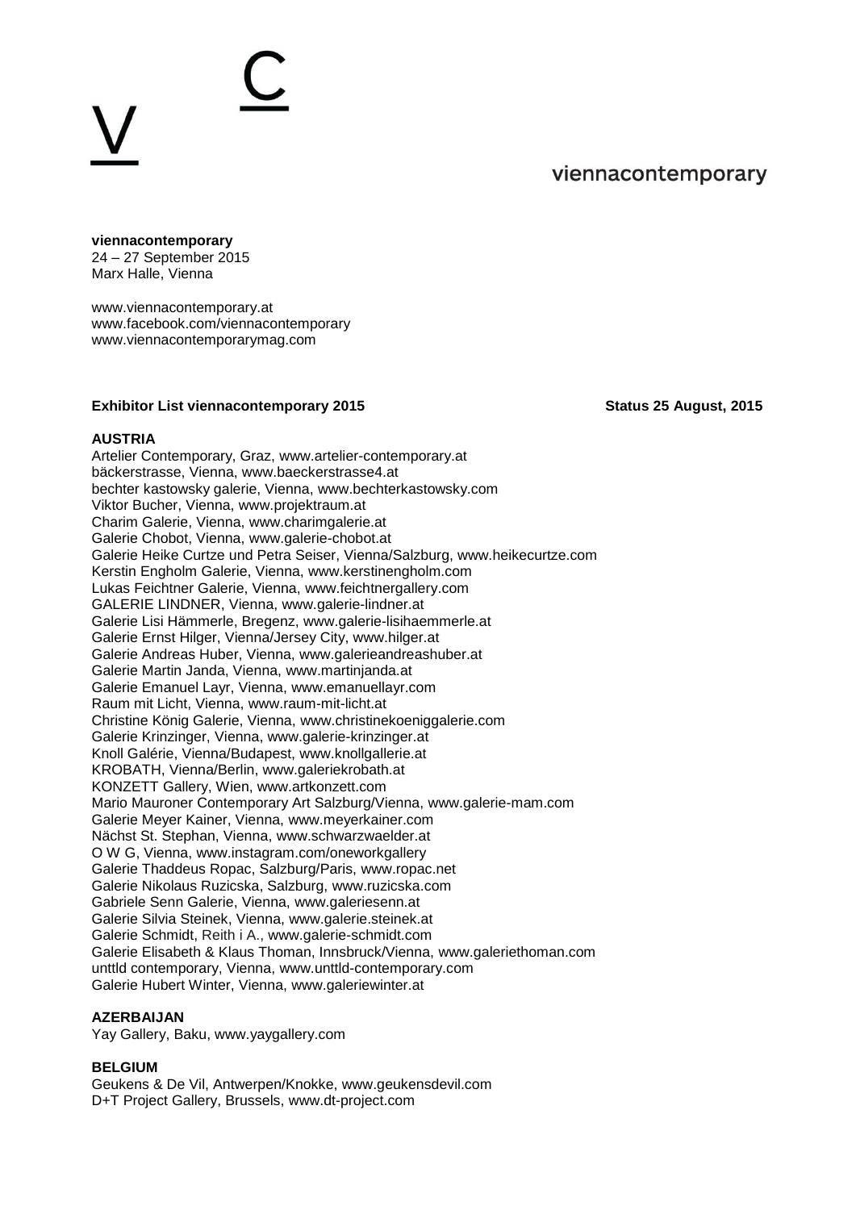viennacontemporary

**viennacontemporary**
24 – 27 September 2015
Marx Halle, Vienna

www.viennacontemporary.at
www.facebook.com/viennacontemporary
www.viennacontemporarymag.com

**Exhibitor List viennacontemporary 2015** **Status 25 August, 2015**

**AUSTRIA**

Artelier Contemporary, Graz, www.artelier-contemporary.at
bäckerstrasse, Vienna, www.baeckerstrasse4.at
bechter kastowsky galerie, Vienna, www.bechterkastowsky.com
Viktor Bucher, Vienna, www.projektraum.at
Charim Galerie, Vienna, www.charimgalerie.at
Galerie Chobot, Vienna, www.galerie-chobot.at
Galerie Heike Curtze und Petra Seiser, Vienna/Salzburg, www.heikecurtze.com
Kerstin Engholm Galerie, Vienna, www.kerstinengholm.com
Lukas Feichtner Galerie, Vienna, www.feichtnergallery.com
GALERIE LINDNER, Vienna, www.galerie-lindner.at
Galerie Lisi Hämmerle, Bregenz, www.galerie-lisihaemmerle.at
Galerie Ernst Hilger, Vienna/Jersey City, www.hilger.at
Galerie Andreas Huber, Vienna, www.galerieandreashuber.at
Galerie Martin Janda, Vienna, www.martinjanda.at
Galerie Emanuel Layr, Vienna, www.emanuellayr.com
Raum mit Licht, Vienna, www.raum-mit-licht.at
Christine König Galerie, Vienna, www.christinekoeniggalerie.com
Galerie Krinzinger, Vienna, www.galerie-krinzinger.at
Knoll Galérie, Vienna/Budapest, www.knollgallerie.at
KROBATH, Vienna/Berlin, www.galeriekrobath.at
KONZETT Gallery, Wien, www.artkonzett.com
Mario Mauroner Contemporary Art Salzburg/Vienna, www.galerie-mam.com
Galerie Meyer Kainer, Vienna, www.meyerkainer.com
Nächst St. Stephan, Vienna, www.schwarzwaelder.at
O W G, Vienna, www.instagram.com/oneworkgallery
Galerie Thaddeus Ropac, Salzburg/Paris, www.ropac.net
Galerie Nikolaus Ruzicska, Salzburg, www.ruzicska.com
Gabriele Senn Galerie, Vienna, www.galeriesenn.at
Galerie Silvia Steinek, Vienna, www.galerie.steinek.at
Galerie Schmidt, Reith i A., www.galerie-schmidt.com
Galerie Elisabeth & Klaus Thoman, Innsbruck/Vienna, www.galeriethoman.com
unttld contemporary, Vienna, www.unttld-contemporary.com
Galerie Hubert Winter, Vienna, www.galeriewinter.at

**AZERBAIJAN**

Yay Gallery, Baku, www.yaygallery.com

**BELGIUM**

Geukens & De Vil, Antwerpen/Knokke, www.geukensdevil.com
D+T Project Gallery, Brussels, www.dt-project.com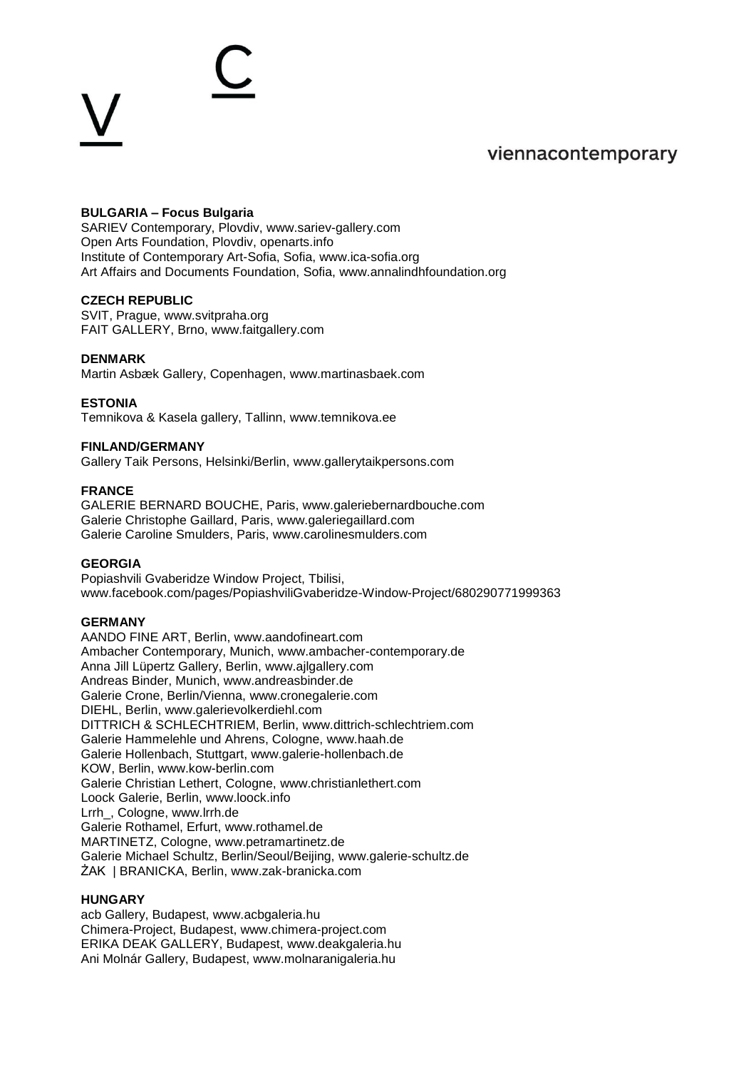**BULGARIA – Focus Bulgaria**
SARIEV Contemporary, Plovdiv, www.sariev-gallery.com
Open Arts Foundation, Plovdiv, openarts.info
Institute of Contemporary Art-Sofia, Sofia, www.ica-sofia.org
Art Affairs and Documents Foundation, Sofia, www.annalindhfoundation.org

**CZECH REPUBLIC**
SVIT, Prague, www.svitpraha.org
FAIT GALLERY, Brno, www.faitgallery.com

**DENMARK**
Martin Asbæk Gallery, Copenhagen, www.martinasbaek.com

**ESTONIA**
Temnikova & Kasela gallery, Tallinn, www.temnikova.ee

**FINLAND/GERMANY**
Gallery Taik Persons, Helsinki/Berlin, www.gallerytaikpersons.com

**FRANCE**
GALERIE BERNARD BOUCHE, Paris, www.galeriebernardbouche.com
Galerie Christophe Gaillard, Paris, www.galeriegaillard.com
Galerie Caroline Smulders, Paris, www.carolinesmulders.com

**GEORGIA**
Popiashvili Gvaberidze Window Project, Tbilisi,
www.facebook.com/pages/PopiashviliGvaberidze-Window-Project/680290771999363

**GERMANY**
AANDO FINE ART, Berlin, www.aandofineart.com
Ambacher Contemporary, Munich, www.ambacher-contemporary.de
Anna Jill Lüpertz Gallery, Berlin, www.ajlgallery.com
Andreas Binder, Munich, www.andreasbinder.de
Galerie Crone, Berlin/Vienna, www.cronegalerie.com
DIEHL, Berlin, www.galerievolkerdiehl.com
DITTRICH & SCHLECHTRIEM, Berlin, www.dittrich-schlechtriem.com
Galerie Hammelehle und Ahrens, Cologne, www.haah.de
Galerie Hollenbach, Stuttgart, www.galerie-hollenbach.de
KOW, Berlin, www.kow-berlin.com
Galerie Christian Lethert, Cologne, www.christianlethert.com
Loock Galerie, Berlin, www.loock.info
Lrrh_, Cologne, www.lrrh.de
Galerie Rothamel, Erfurt, www.rothamel.de
MARTINETZ, Cologne, www.petramartinetz.de
Galerie Michael Schultz, Berlin/Seoul/Beijing, www.galerie-schultz.de
ŻAK | BRANICKA, Berlin, www.zak-branicka.com

**HUNGARY**
acb Gallery, Budapest, www.acbgaleria.hu
Chimera-Project, Budapest, www.chimera-project.com
ERIKA DEAK GALLERY, Budapest, www.deakgaleria.hu
Ani Molnár Gallery, Budapest, www.molnaranigaleria.hu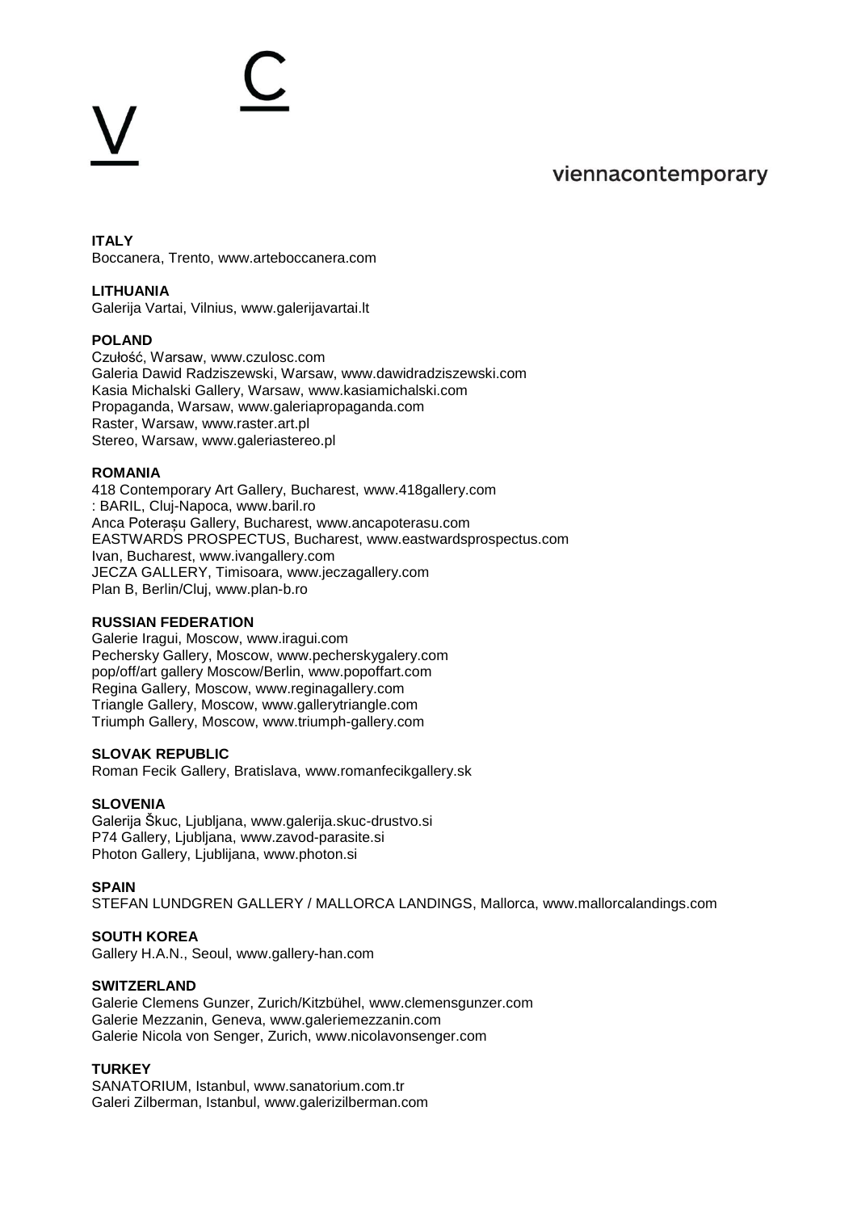**ITALY**
Boccanera, Trento, www.arteboccanera.com

**LITHUANIA**
Galerija Vartai, Vilnius, www.galerijavartai.lt

**POLAND**
Czułość, Warsaw, www.czulosc.com
Galeria Dawid Radziszewski, Warsaw, www.dawidradziszewski.com
Kasia Michalski Gallery, Warsaw, www.kasiamichalski.com
Propaganda, Warsaw, www.galeriapropaganda.com
Raster, Warsaw, www.raster.art.pl
Stereo, Warsaw, www.galeriastereo.pl

**ROMANIA**
418 Contemporary Art Gallery, Bucharest, www.418gallery.com
: BARIL, Cluj-Napoca, www.baril.ro
Anca Poterașu Gallery, Bucharest, www.ancapoterasu.com
EASTWARDS PROSPECTUS, Bucharest, www.eastwardsprospectus.com
Ivan, Bucharest, www.ivangallery.com
JECZA GALLERY, Timisoara, www.jeczagallery.com
Plan B, Berlin/Cluj, www.plan-b.ro

**RUSSIAN FEDERATION**
Galerie Iragui, Moscow, www.iragui.com
Pechersky Gallery, Moscow, www.pecherskygalery.com
pop/off/art gallery Moscow/Berlin, www.popoffart.com
Regina Gallery, Moscow, www.reginagallery.com
Triangle Gallery, Moscow, www.gallerytriangle.com
Triumph Gallery, Moscow, www.triumph-gallery.com

**SLOVAK REPUBLIC**
Roman Fecik Gallery, Bratislava, www.romanfecikgallery.sk

**SLOVENIA**
Galerija Škuc, Ljubljana, www.galerija.skuc-drustvo.si
P74 Gallery, Ljubljana, www.zavod-parasite.si
Photon Gallery, Ljublijana, www.photon.si

**SPAIN**
STEFAN LUNDGREN GALLERY / MALLORCA LANDINGS, Mallorca, www.mallorcalandings.com

**SOUTH KOREA**
Gallery H.A.N., Seoul, www.gallery-han.com

**SWITZERLAND**
Galerie Clemens Gunzer, Zurich/Kitzbühel, www.clemensgunzer.com
Galerie Mezzanin, Geneva, www.galeriemezzanin.com
Galerie Nicola von Senger, Zurich, www.nicolavonsenger.com

**TURKEY**
SANATORIUM, Istanbul, www.sanatorium.com.tr
Galeri Zilberman, Istanbul, www.galerizilberman.com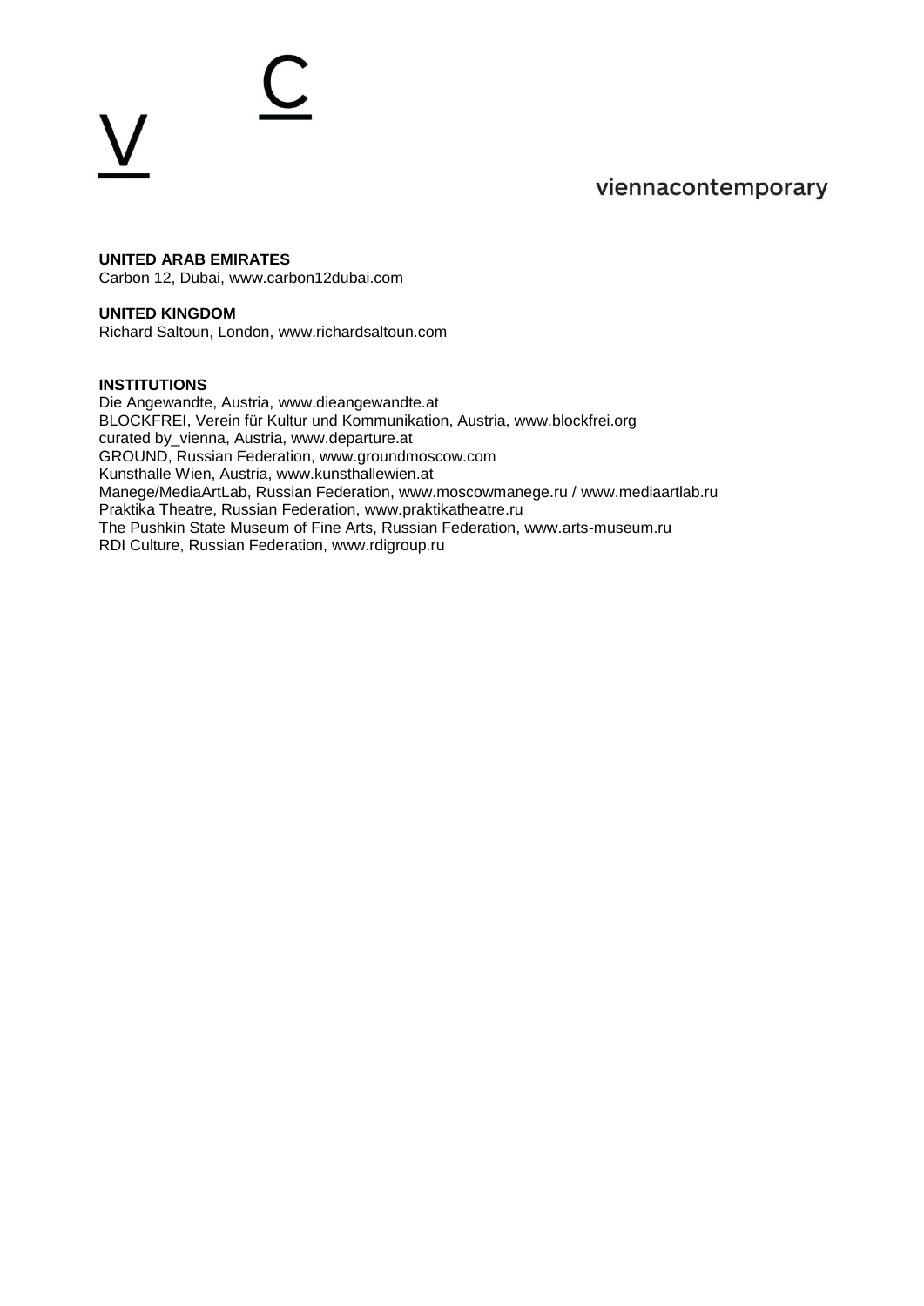**UNITED ARAB EMIRATES**
Carbon 12, Dubai, www.carbon12dubai.com

**UNITED KINGDOM**
Richard Saltoun, London, www.richardsaltoun.com

**INSTITUTIONS**
Die Angewandte, Austria, www.dieangewandte.at
BLOCKFREI, Verein für Kultur und Kommunikation, Austria, www.blockfrei.org
curated by_vienna, Austria, www.departure.at
GROUND, Russian Federation, www.groundmoscow.com
Kunsthalle Wien, Austria, www.kunsthallewien.at
Manege/MediaArtLab, Russian Federation, www.moscowmanege.ru / www.mediaartlab.ru
Praktika Theatre, Russian Federation, www.praktikatheatre.ru
The Pushkin State Museum of Fine Arts, Russian Federation, www.arts-museum.ru
RDI Culture, Russian Federation, www.rdigroup.ru